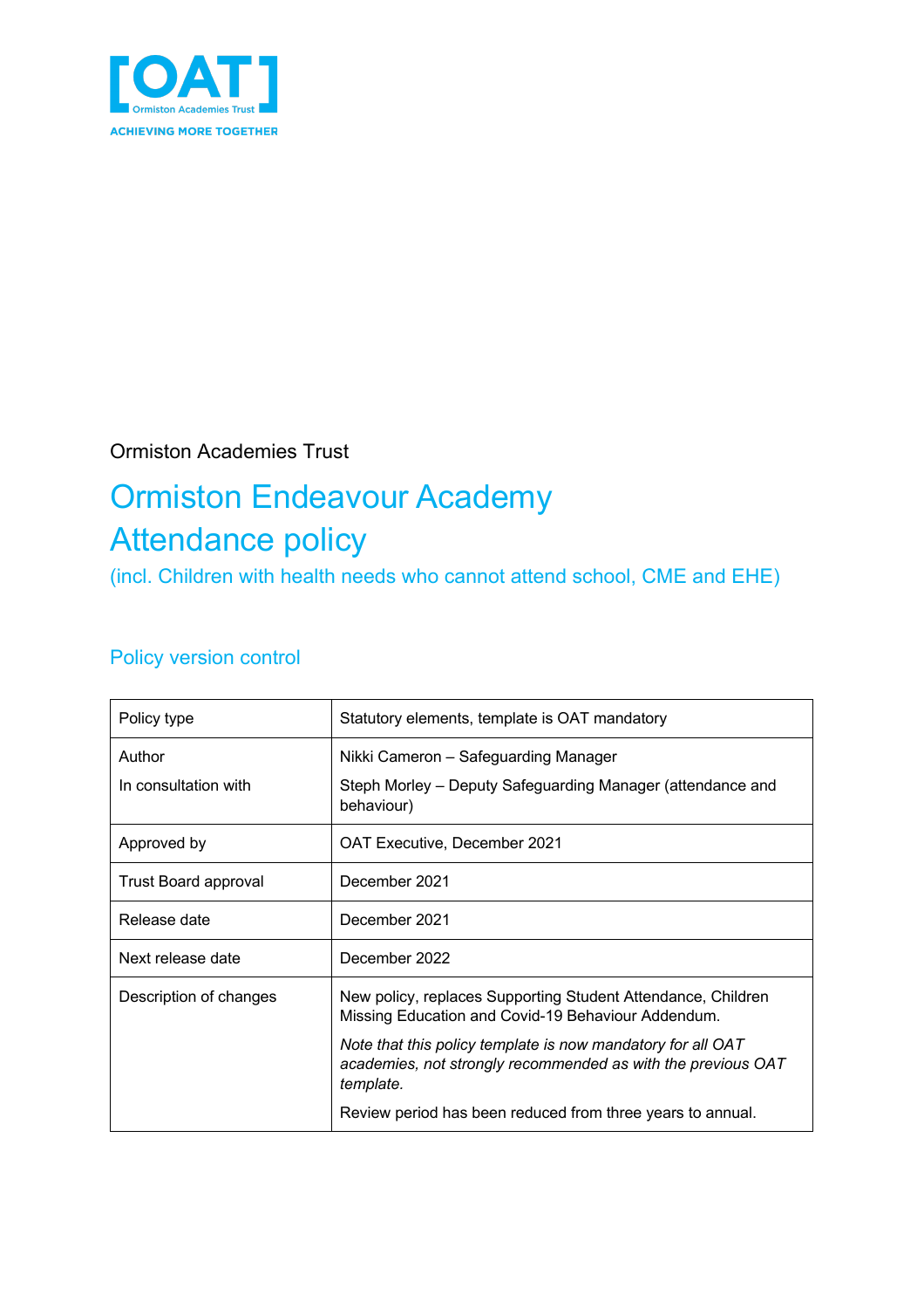[OAT]
Ormiston Academies Trust
ACHIEVING MORE TOGETHER

Ormiston Academies Trust

# Ormiston Endeavour Academy Attendance policy

(incl. Children with health needs who cannot attend school, CME and EHE)

## Policy version control

| Policy type | Statutory elements, template is OAT mandatory |
| --- | --- |
| Author<br>In consultation with | Nikki Cameron – Safeguarding Manager<br>Steph Morley – Deputy Safeguarding Manager (attendance and behaviour) |
| Approved by | OAT Executive, December 2021 |
| Trust Board approval | December 2021 |
| Release date | December 2021 |
| Next release date | December 2022 |
| Description of changes | New policy, replaces Supporting Student Attendance, Children Missing Education and Covid-19 Behaviour Addendum.<br>*Note that this policy template is now mandatory for all OAT academies, not strongly recommended as with the previous OAT template.*<br>Review period has been reduced from three years to annual. |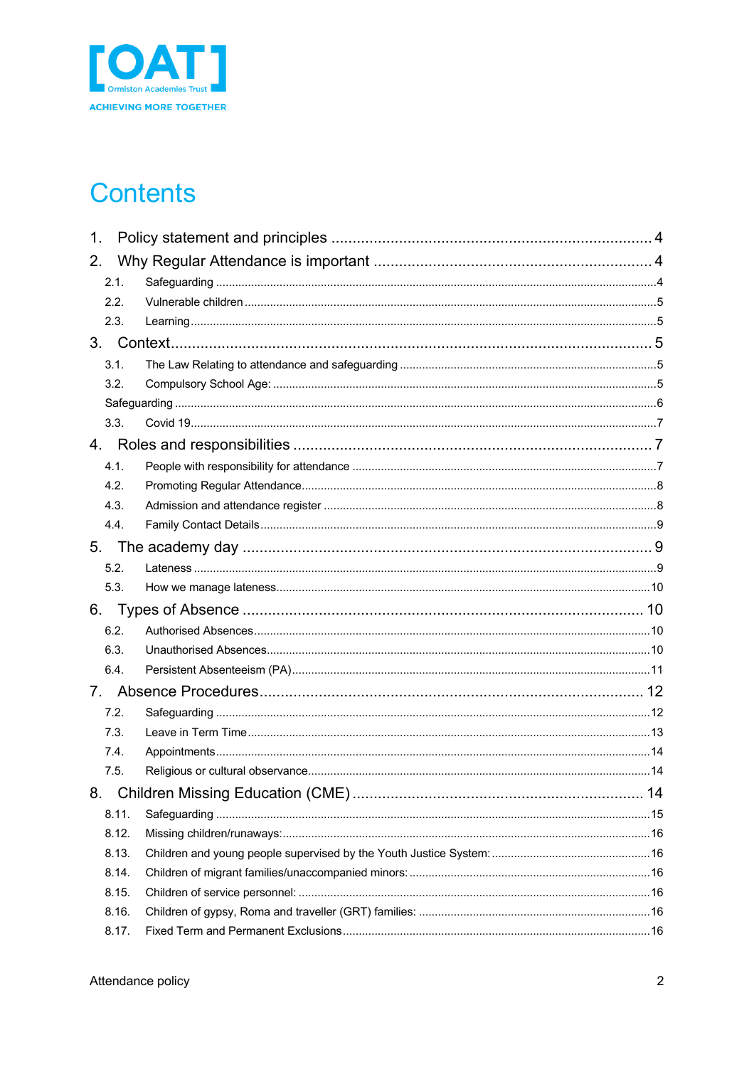# Contents

1. Policy statement and principles ..... 4
2. Why Regular Attendance is important ..... 4
   - 2.1. Safeguarding ..... 4
   - 2.2. Vulnerable children ..... 5
   - 2.3. Learning ..... 5
3. Context ..... 5
   - 3.1. The Law Relating to attendance and safeguarding ..... 5
   - 3.2. Compulsory School Age: ..... 5
   - Safeguarding ..... 6
   - 3.3. Covid 19 ..... 7
4. Roles and responsibilities ..... 7
   - 4.1. People with responsibility for attendance ..... 7
   - 4.2. Promoting Regular Attendance ..... 8
   - 4.3. Admission and attendance register ..... 8
   - 4.4. Family Contact Details ..... 9
5. The academy day ..... 9
   - 5.2. Lateness ..... 9
   - 5.3. How we manage lateness ..... 10
6. Types of Absence ..... 10
   - 6.2. Authorised Absences ..... 10
   - 6.3. Unauthorised Absences ..... 10
   - 6.4. Persistent Absenteeism (PA) ..... 11
7. Absence Procedures ..... 12
   - 7.2. Safeguarding ..... 12
   - 7.3. Leave in Term Time ..... 13
   - 7.4. Appointments ..... 14
   - 7.5. Religious or cultural observance ..... 14
8. Children Missing Education (CME) ..... 14
   - 8.11. Safeguarding ..... 15
   - 8.12. Missing children/runaways: ..... 16
   - 8.13. Children and young people supervised by the Youth Justice System: ..... 16
   - 8.14. Children of migrant families/unaccompanied minors: ..... 16
   - 8.15. Children of service personnel: ..... 16
   - 8.16. Children of gypsy, Roma and traveller (GRT) families: ..... 16
   - 8.17. Fixed Term and Permanent Exclusions ..... 16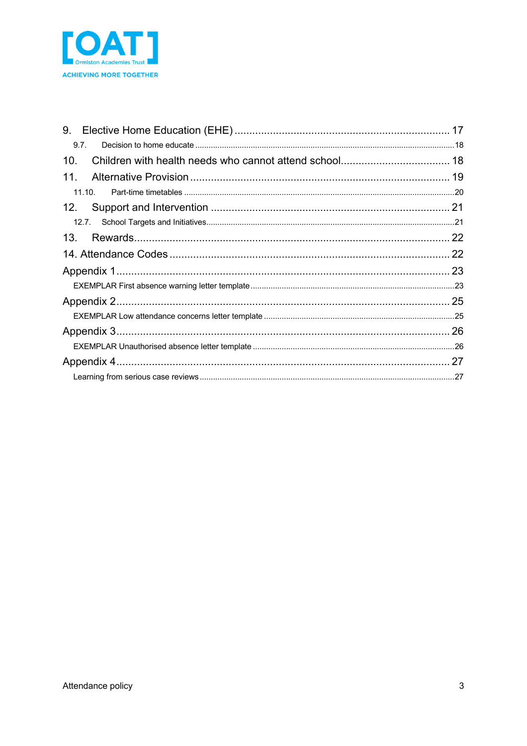9. Elective Home Education (EHE) ........................................................................ 17

9.7. Decision to home educate ........................................................................ 18

10. Children with health needs who cannot attend school .................................... 18

11. Alternative Provision ........................................................................ 19

11.10. Part-time timetables ........................................................................ 20

12. Support and Intervention ........................................................................ 21

12.7. School Targets and Initiatives ........................................................................ 21

13. Rewards ........................................................................ 22

14. Attendance Codes ........................................................................ 22

Appendix 1 ........................................................................ 23

EXEMPLAR First absence warning letter template ........................................................................ 23

Appendix 2 ........................................................................ 25

EXEMPLAR Low attendance concerns letter template ........................................................................ 25

Appendix 3 ........................................................................ 26

EXEMPLAR Unauthorised absence letter template ........................................................................ 26

Appendix 4 ........................................................................ 27

Learning from serious case reviews ........................................................................ 27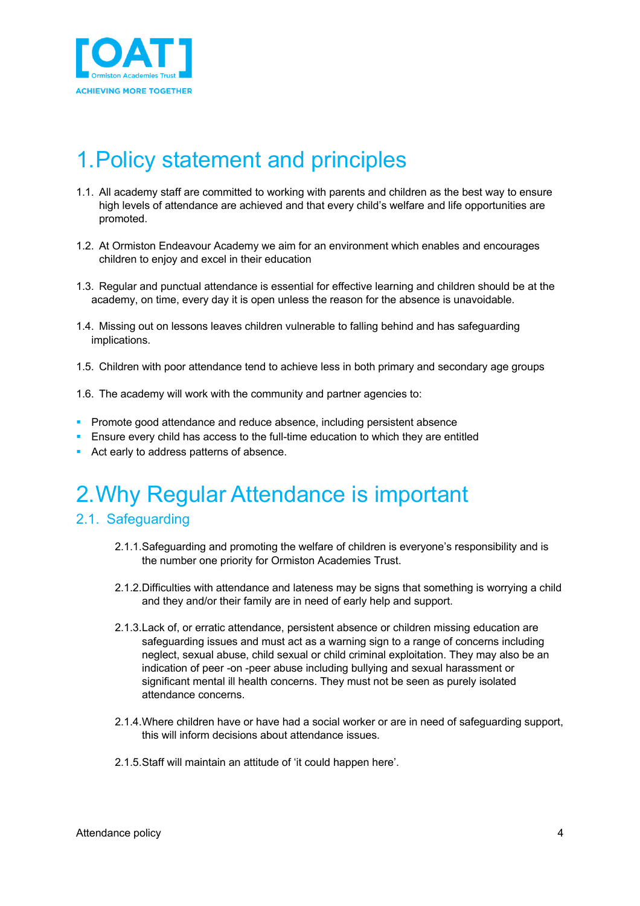# 1. Policy statement and principles

1.1. All academy staff are committed to working with parents and children as the best way to ensure high levels of attendance are achieved and that every child's welfare and life opportunities are promoted.

1.2. At Ormiston Endeavour Academy we aim for an environment which enables and encourages children to enjoy and excel in their education

1.3. Regular and punctual attendance is essential for effective learning and children should be at the academy, on time, every day it is open unless the reason for the absence is unavoidable.

1.4. Missing out on lessons leaves children vulnerable to falling behind and has safeguarding implications.

1.5. Children with poor attendance tend to achieve less in both primary and secondary age groups

1.6. The academy will work with the community and partner agencies to:

- Promote good attendance and reduce absence, including persistent absence
- Ensure every child has access to the full-time education to which they are entitled
- Act early to address patterns of absence.

# 2. Why Regular Attendance is important

## 2.1. Safeguarding

2.1.1. Safeguarding and promoting the welfare of children is everyone's responsibility and is the number one priority for Ormiston Academies Trust.

2.1.2. Difficulties with attendance and lateness may be signs that something is worrying a child and they and/or their family are in need of early help and support.

2.1.3. Lack of, or erratic attendance, persistent absence or children missing education are safeguarding issues and must act as a warning sign to a range of concerns including neglect, sexual abuse, child sexual or child criminal exploitation. They may also be an indication of peer -on -peer abuse including bullying and sexual harassment or significant mental ill health concerns. They must not be seen as purely isolated attendance concerns.

2.1.4. Where children have or have had a social worker or are in need of safeguarding support, this will inform decisions about attendance issues.

2.1.5. Staff will maintain an attitude of 'it could happen here'.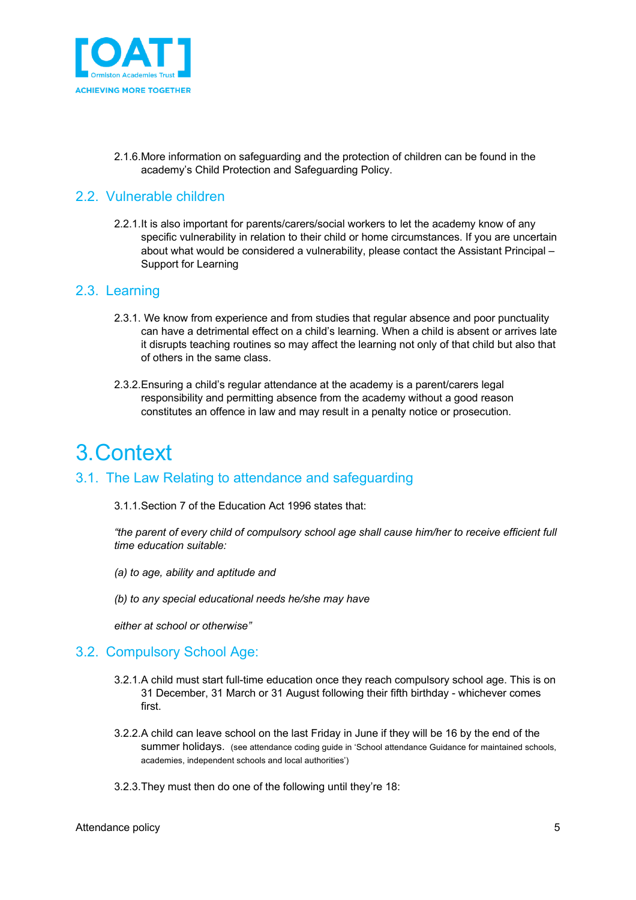2.1.6. More information on safeguarding and the protection of children can be found in the academy's Child Protection and Safeguarding Policy.

## 2.2. Vulnerable children

2.2.1. It is also important for parents/carers/social workers to let the academy know of any specific vulnerability in relation to their child or home circumstances. If you are uncertain about what would be considered a vulnerability, please contact the Assistant Principal – Support for Learning

## 2.3. Learning

2.3.1. We know from experience and from studies that regular absence and poor punctuality can have a detrimental effect on a child's learning. When a child is absent or arrives late it disrupts teaching routines so may affect the learning not only of that child but also that of others in the same class.

2.3.2. Ensuring a child's regular attendance at the academy is a parent/carers legal responsibility and permitting absence from the academy without a good reason constitutes an offence in law and may result in a penalty notice or prosecution.

# 3. Context

## 3.1. The Law Relating to attendance and safeguarding

3.1.1. Section 7 of the Education Act 1996 states that:

*"the parent of every child of compulsory school age shall cause him/her to receive efficient full time education suitable:*

*(a) to age, ability and aptitude and*

*(b) to any special educational needs he/she may have*

*either at school or otherwise"*

## 3.2. Compulsory School Age:

3.2.1. A child must start full-time education once they reach compulsory school age. This is on 31 December, 31 March or 31 August following their fifth birthday - whichever comes first.

3.2.2. A child can leave school on the last Friday in June if they will be 16 by the end of the summer holidays. (see attendance coding guide in 'School attendance Guidance for maintained schools, academies, independent schools and local authorities')

3.2.3. They must then do one of the following until they're 18: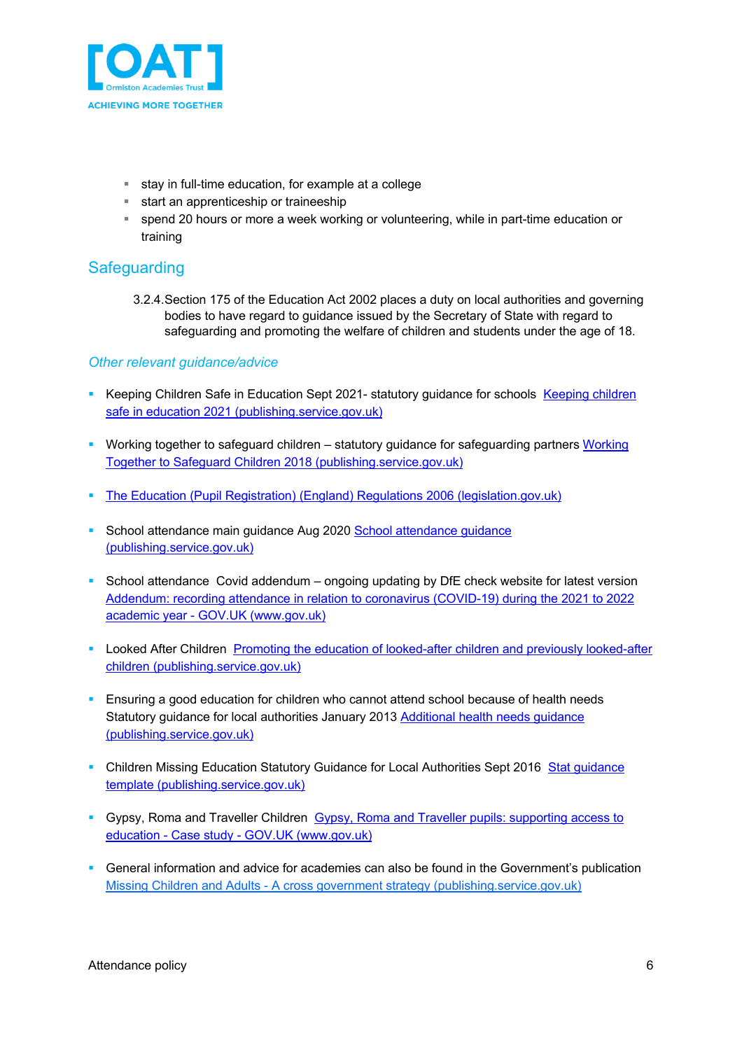- stay in full-time education, for example at a college
- start an apprenticeship or traineeship
- spend 20 hours or more a week working or volunteering, while in part-time education or training

## Safeguarding

3.2.4. Section 175 of the Education Act 2002 places a duty on local authorities and governing bodies to have regard to guidance issued by the Secretary of State with regard to safeguarding and promoting the welfare of children and students under the age of 18.

### *Other relevant guidance/advice*

- Keeping Children Safe in Education Sept 2021- statutory guidance for schools Keeping children safe in education 2021 (publishing.service.gov.uk)

- Working together to safeguard children – statutory guidance for safeguarding partners Working Together to Safeguard Children 2018 (publishing.service.gov.uk)

- The Education (Pupil Registration) (England) Regulations 2006 (legislation.gov.uk)

- School attendance main guidance Aug 2020 School attendance guidance (publishing.service.gov.uk)

- School attendance Covid addendum – ongoing updating by DfE check website for latest version Addendum: recording attendance in relation to coronavirus (COVID-19) during the 2021 to 2022 academic year - GOV.UK (www.gov.uk)

- Looked After Children Promoting the education of looked-after children and previously looked-after children (publishing.service.gov.uk)

- Ensuring a good education for children who cannot attend school because of health needs Statutory guidance for local authorities January 2013 Additional health needs guidance (publishing.service.gov.uk)

- Children Missing Education Statutory Guidance for Local Authorities Sept 2016 Stat guidance template (publishing.service.gov.uk)

- Gypsy, Roma and Traveller Children Gypsy, Roma and Traveller pupils: supporting access to education - Case study - GOV.UK (www.gov.uk)

- General information and advice for academies can also be found in the Government's publication Missing Children and Adults - A cross government strategy (publishing.service.gov.uk)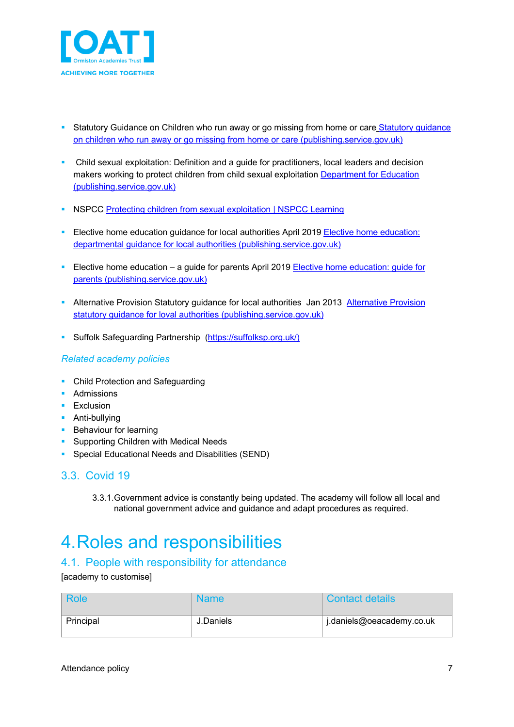- Statutory Guidance on Children who run away or go missing from home or care [Statutory guidance on children who run away or go missing from home or care (publishing.service.gov.uk)]

- Child sexual exploitation: Definition and a guide for practitioners, local leaders and decision makers working to protect children from child sexual exploitation [Department for Education (publishing.service.gov.uk)]

- NSPCC [Protecting children from sexual exploitation | NSPCC Learning]

- Elective home education guidance for local authorities April 2019 [Elective home education: departmental guidance for local authorities (publishing.service.gov.uk)]

- Elective home education – a guide for parents April 2019 [Elective home education: guide for parents (publishing.service.gov.uk)]

- Alternative Provision Statutory guidance for local authorities Jan 2013 [Alternative Provision statutory guidance for loval authorities (publishing.service.gov.uk)]

- Suffolk Safeguarding Partnership (https://suffolksp.org.uk/)

*Related academy policies*

- Child Protection and Safeguarding
- Admissions
- Exclusion
- Anti-bullying
- Behaviour for learning
- Supporting Children with Medical Needs
- Special Educational Needs and Disabilities (SEND)

## 3.3. Covid 19

3.3.1. Government advice is constantly being updated. The academy will follow all local and national government advice and guidance and adapt procedures as required.

# 4. Roles and responsibilities

## 4.1. People with responsibility for attendance

[academy to customise]

| Role | Name | Contact details |
|---|---|---|
| Principal | J.Daniels | j.daniels@oeacademy.co.uk |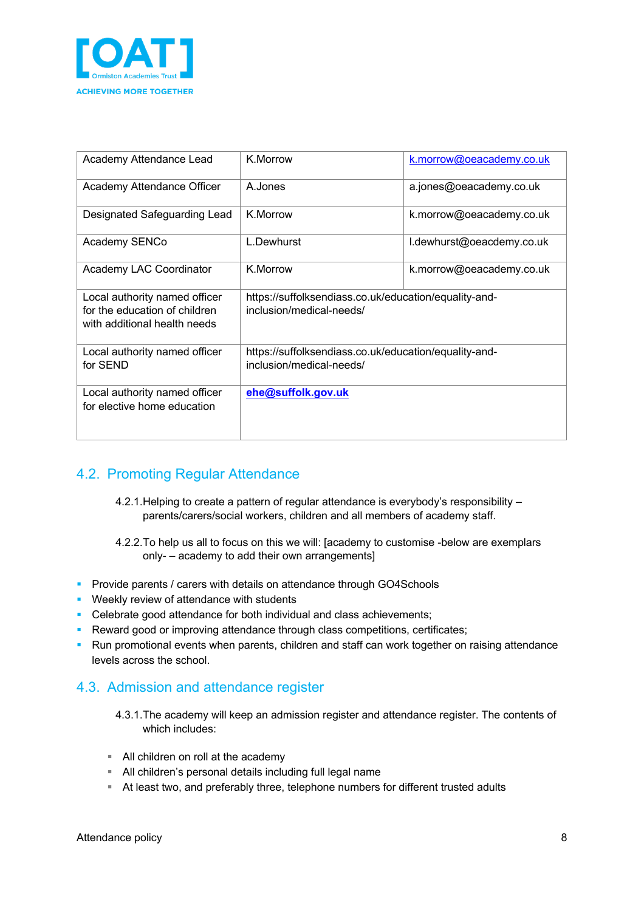| Academy Attendance Lead | K.Morrow | k.morrow@oeacademy.co.uk |
| --- | --- | --- |
| Academy Attendance Officer | A.Jones | a.jones@oeacademy.co.uk |
| Designated Safeguarding Lead | K.Morrow | k.morrow@oeacademy.co.uk |
| Academy SENCo | L.Dewhurst | l.dewhurst@oeacdemy.co.uk |
| Academy LAC Coordinator | K.Morrow | k.morrow@oeacademy.co.uk |
| Local authority named officer for the education of children with additional health needs | https://suffolksendiass.co.uk/education/equality-and-inclusion/medical-needs/ | |
| Local authority named officer for SEND | https://suffolksendiass.co.uk/education/equality-and-inclusion/medical-needs/ | |
| Local authority named officer for elective home education | **ehe@suffolk.gov.uk** | |

## 4.2. Promoting Regular Attendance

4.2.1. Helping to create a pattern of regular attendance is everybody's responsibility – parents/carers/social workers, children and all members of academy staff.

4.2.2. To help us all to focus on this we will: [academy to customise -below are exemplars only- – academy to add their own arrangements]

- Provide parents / carers with details on attendance through GO4Schools
- Weekly review of attendance with students
- Celebrate good attendance for both individual and class achievements;
- Reward good or improving attendance through class competitions, certificates;
- Run promotional events when parents, children and staff can work together on raising attendance levels across the school.

## 4.3. Admission and attendance register

4.3.1. The academy will keep an admission register and attendance register. The contents of which includes:

- All children on roll at the academy
- All children's personal details including full legal name
- At least two, and preferably three, telephone numbers for different trusted adults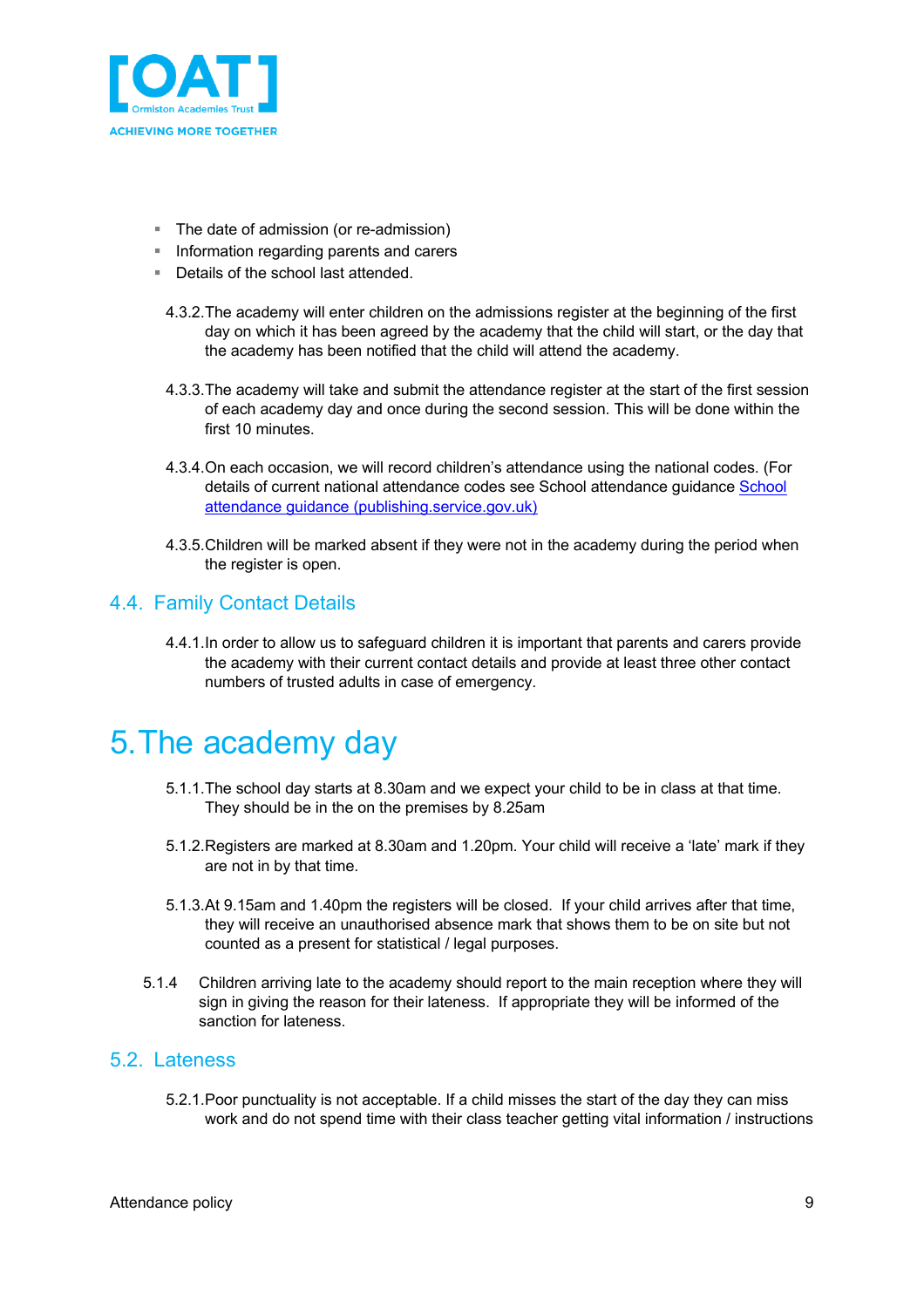- The date of admission (or re-admission)
- Information regarding parents and carers
- Details of the school last attended.

4.3.2. The academy will enter children on the admissions register at the beginning of the first day on which it has been agreed by the academy that the child will start, or the day that the academy has been notified that the child will attend the academy.

4.3.3. The academy will take and submit the attendance register at the start of the first session of each academy day and once during the second session. This will be done within the first 10 minutes.

4.3.4. On each occasion, we will record children's attendance using the national codes. (For details of current national attendance codes see School attendance guidance [School attendance guidance (publishing.service.gov.uk)](publishing.service.gov.uk)

4.3.5. Children will be marked absent if they were not in the academy during the period when the register is open.

## 4.4. Family Contact Details

4.4.1. In order to allow us to safeguard children it is important that parents and carers provide the academy with their current contact details and provide at least three other contact numbers of trusted adults in case of emergency.

# 5. The academy day

5.1.1. The school day starts at 8.30am and we expect your child to be in class at that time. They should be in the on the premises by 8.25am

5.1.2. Registers are marked at 8.30am and 1.20pm. Your child will receive a 'late' mark if they are not in by that time.

5.1.3. At 9.15am and 1.40pm the registers will be closed. If your child arrives after that time, they will receive an unauthorised absence mark that shows them to be on site but not counted as a present for statistical / legal purposes.

5.1.4 Children arriving late to the academy should report to the main reception where they will sign in giving the reason for their lateness. If appropriate they will be informed of the sanction for lateness.

## 5.2. Lateness

5.2.1. Poor punctuality is not acceptable. If a child misses the start of the day they can miss work and do not spend time with their class teacher getting vital information / instructions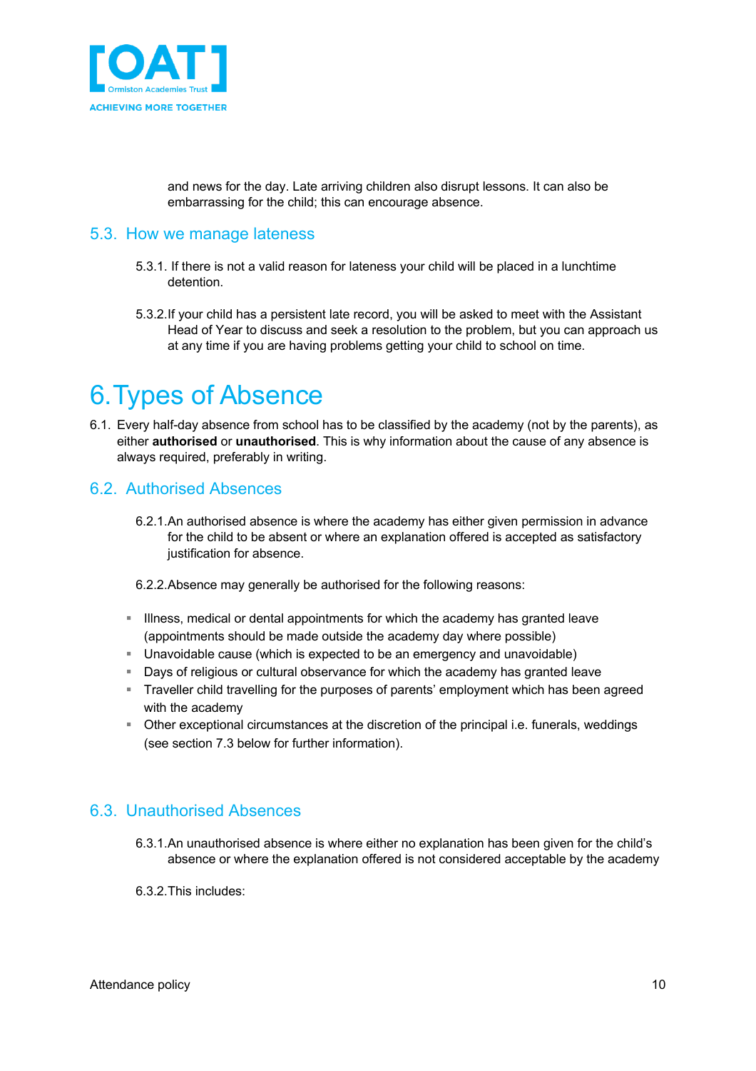and news for the day. Late arriving children also disrupt lessons. It can also be embarrassing for the child; this can encourage absence.

## 5.3. How we manage lateness

5.3.1. If there is not a valid reason for lateness your child will be placed in a lunchtime detention.

5.3.2. If your child has a persistent late record, you will be asked to meet with the Assistant Head of Year to discuss and seek a resolution to the problem, but you can approach us at any time if you are having problems getting your child to school on time.

# 6. Types of Absence

6.1. Every half-day absence from school has to be classified by the academy (not by the parents), as either **authorised** or **unauthorised**. This is why information about the cause of any absence is always required, preferably in writing.

## 6.2. Authorised Absences

6.2.1. An authorised absence is where the academy has either given permission in advance for the child to be absent or where an explanation offered is accepted as satisfactory justification for absence.

6.2.2. Absence may generally be authorised for the following reasons:

- Illness, medical or dental appointments for which the academy has granted leave (appointments should be made outside the academy day where possible)
- Unavoidable cause (which is expected to be an emergency and unavoidable)
- Days of religious or cultural observance for which the academy has granted leave
- Traveller child travelling for the purposes of parents' employment which has been agreed with the academy
- Other exceptional circumstances at the discretion of the principal i.e. funerals, weddings (see section 7.3 below for further information).

## 6.3. Unauthorised Absences

6.3.1. An unauthorised absence is where either no explanation has been given for the child's absence or where the explanation offered is not considered acceptable by the academy

6.3.2. This includes: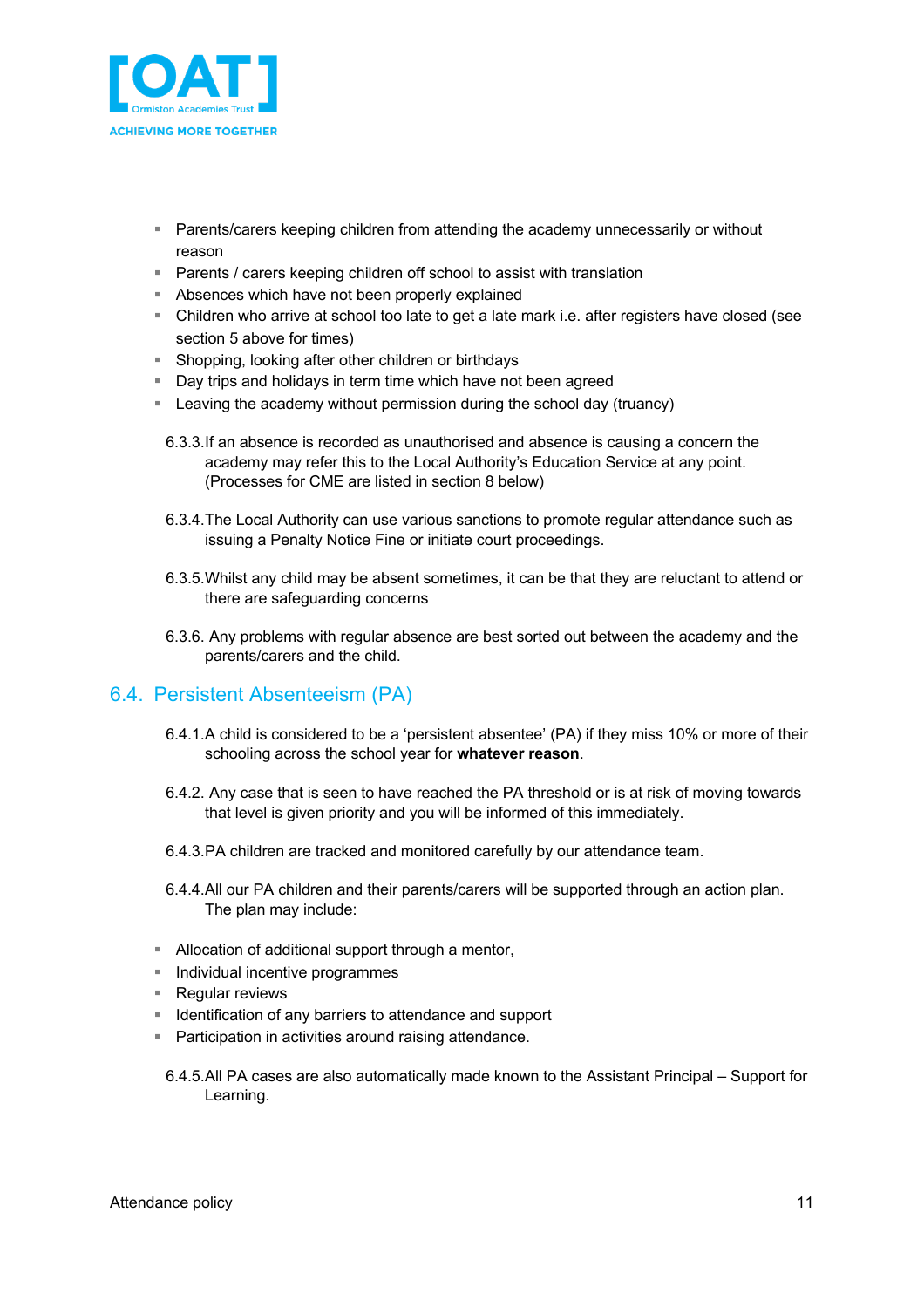- Parents/carers keeping children from attending the academy unnecessarily or without reason
- Parents / carers keeping children off school to assist with translation
- Absences which have not been properly explained
- Children who arrive at school too late to get a late mark i.e. after registers have closed (see section 5 above for times)
- Shopping, looking after other children or birthdays
- Day trips and holidays in term time which have not been agreed
- Leaving the academy without permission during the school day (truancy)

6.3.3. If an absence is recorded as unauthorised and absence is causing a concern the academy may refer this to the Local Authority's Education Service at any point. (Processes for CME are listed in section 8 below)

6.3.4. The Local Authority can use various sanctions to promote regular attendance such as issuing a Penalty Notice Fine or initiate court proceedings.

6.3.5. Whilst any child may be absent sometimes, it can be that they are reluctant to attend or there are safeguarding concerns

6.3.6. Any problems with regular absence are best sorted out between the academy and the parents/carers and the child.

## 6.4. Persistent Absenteeism (PA)

6.4.1. A child is considered to be a 'persistent absentee' (PA) if they miss 10% or more of their schooling across the school year for **whatever reason**.

6.4.2. Any case that is seen to have reached the PA threshold or is at risk of moving towards that level is given priority and you will be informed of this immediately.

6.4.3. PA children are tracked and monitored carefully by our attendance team.

6.4.4. All our PA children and their parents/carers will be supported through an action plan. The plan may include:

- Allocation of additional support through a mentor,
- Individual incentive programmes
- Regular reviews
- Identification of any barriers to attendance and support
- Participation in activities around raising attendance.

6.4.5. All PA cases are also automatically made known to the Assistant Principal – Support for Learning.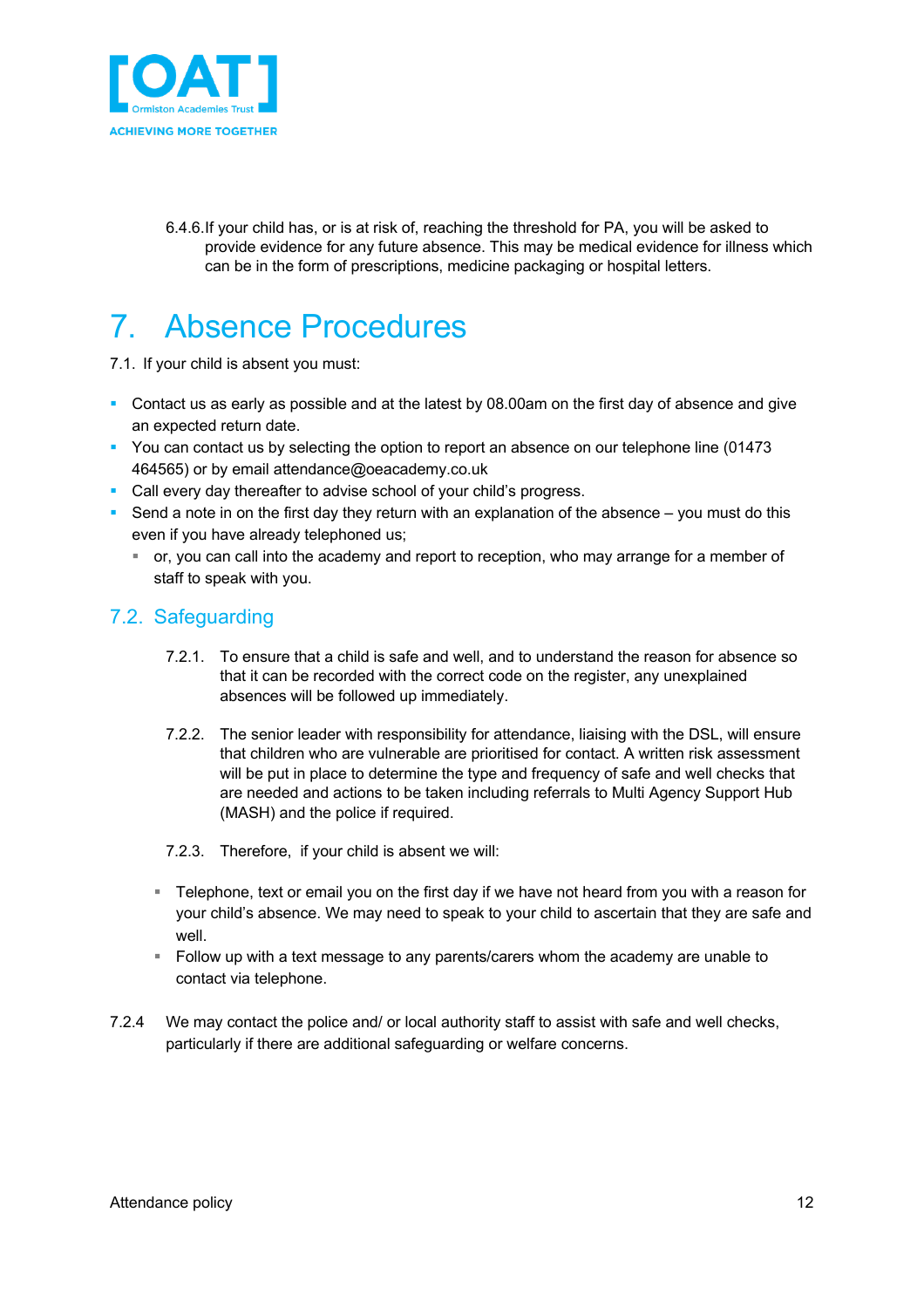6.4.6. If your child has, or is at risk of, reaching the threshold for PA, you will be asked to provide evidence for any future absence. This may be medical evidence for illness which can be in the form of prescriptions, medicine packaging or hospital letters.

# 7. Absence Procedures

7.1. If your child is absent you must:

- Contact us as early as possible and at the latest by 08.00am on the first day of absence and give an expected return date.
- You can contact us by selecting the option to report an absence on our telephone line (01473 464565) or by email attendance@oeacademy.co.uk
- Call every day thereafter to advise school of your child's progress.
- Send a note in on the first day they return with an explanation of the absence – you must do this even if you have already telephoned us;
  - or, you can call into the academy and report to reception, who may arrange for a member of staff to speak with you.

## 7.2. Safeguarding

7.2.1. To ensure that a child is safe and well, and to understand the reason for absence so that it can be recorded with the correct code on the register, any unexplained absences will be followed up immediately.

7.2.2. The senior leader with responsibility for attendance, liaising with the DSL, will ensure that children who are vulnerable are prioritised for contact. A written risk assessment will be put in place to determine the type and frequency of safe and well checks that are needed and actions to be taken including referrals to Multi Agency Support Hub (MASH) and the police if required.

7.2.3. Therefore, if your child is absent we will:

- Telephone, text or email you on the first day if we have not heard from you with a reason for your child's absence. We may need to speak to your child to ascertain that they are safe and well.
- Follow up with a text message to any parents/carers whom the academy are unable to contact via telephone.

7.2.4 We may contact the police and/ or local authority staff to assist with safe and well checks, particularly if there are additional safeguarding or welfare concerns.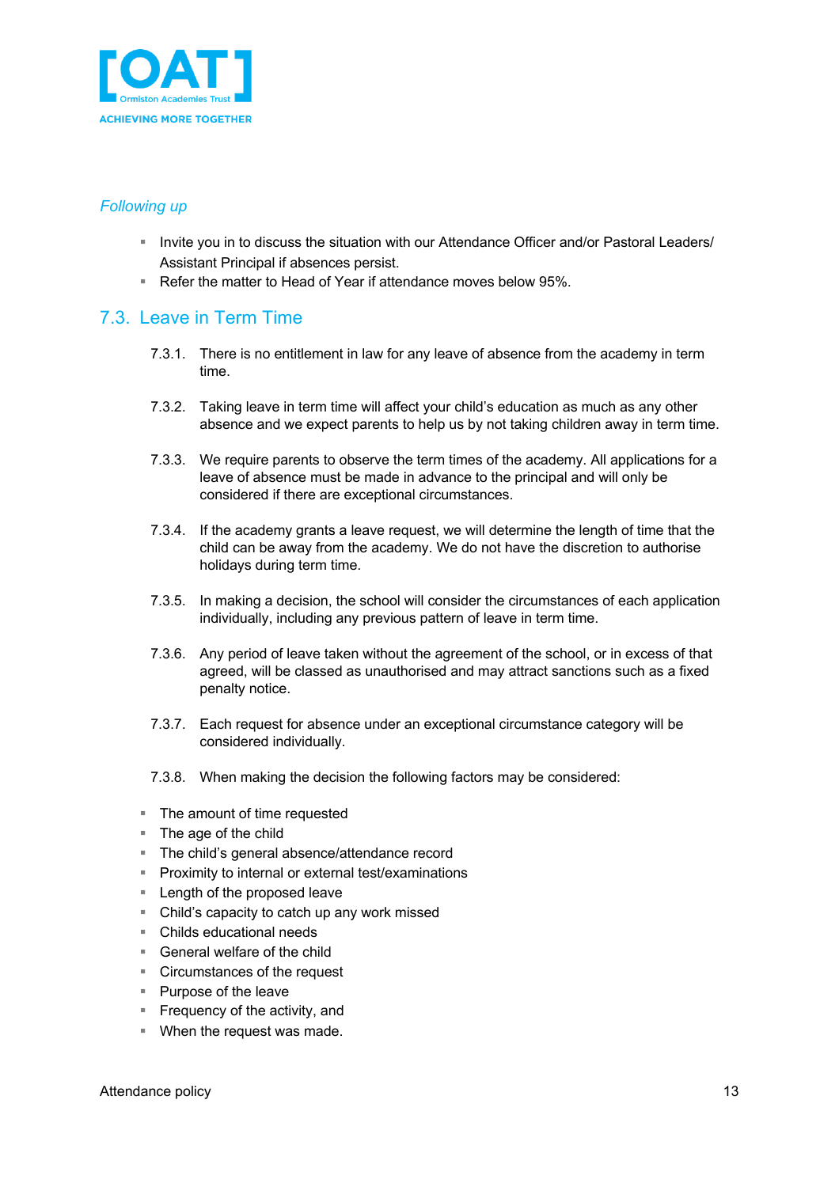*Following up*

- Invite you in to discuss the situation with our Attendance Officer and/or Pastoral Leaders/ Assistant Principal if absences persist.
- Refer the matter to Head of Year if attendance moves below 95%.

## 7.3. Leave in Term Time

7.3.1. There is no entitlement in law for any leave of absence from the academy in term time.

7.3.2. Taking leave in term time will affect your child's education as much as any other absence and we expect parents to help us by not taking children away in term time.

7.3.3. We require parents to observe the term times of the academy. All applications for a leave of absence must be made in advance to the principal and will only be considered if there are exceptional circumstances.

7.3.4. If the academy grants a leave request, we will determine the length of time that the child can be away from the academy. We do not have the discretion to authorise holidays during term time.

7.3.5. In making a decision, the school will consider the circumstances of each application individually, including any previous pattern of leave in term time.

7.3.6. Any period of leave taken without the agreement of the school, or in excess of that agreed, will be classed as unauthorised and may attract sanctions such as a fixed penalty notice.

7.3.7. Each request for absence under an exceptional circumstance category will be considered individually.

7.3.8. When making the decision the following factors may be considered:

- The amount of time requested
- The age of the child
- The child's general absence/attendance record
- Proximity to internal or external test/examinations
- Length of the proposed leave
- Child's capacity to catch up any work missed
- Childs educational needs
- General welfare of the child
- Circumstances of the request
- Purpose of the leave
- Frequency of the activity, and
- When the request was made.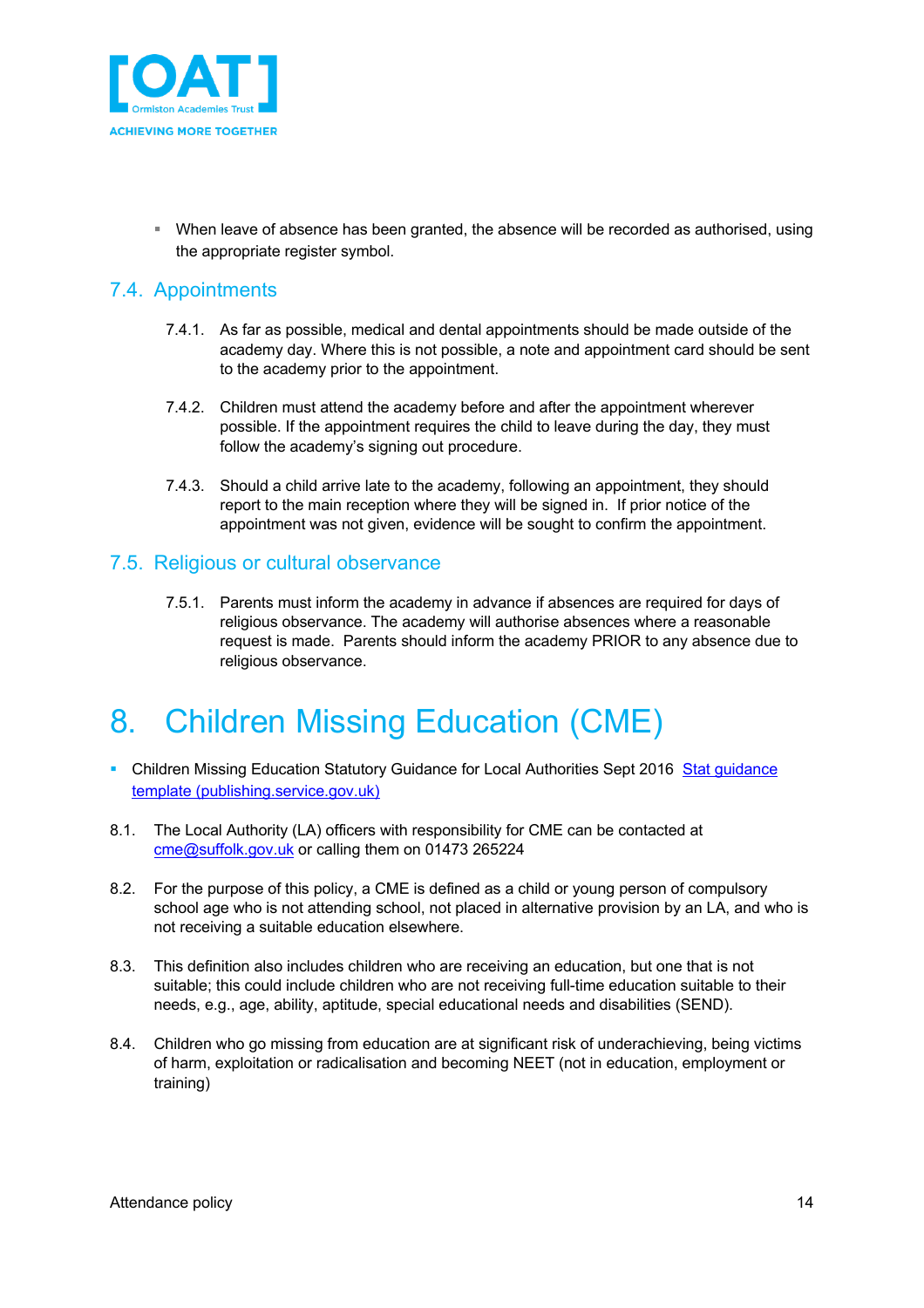- When leave of absence has been granted, the absence will be recorded as authorised, using the appropriate register symbol.

## 7.4. Appointments

7.4.1. As far as possible, medical and dental appointments should be made outside of the academy day. Where this is not possible, a note and appointment card should be sent to the academy prior to the appointment.

7.4.2. Children must attend the academy before and after the appointment wherever possible. If the appointment requires the child to leave during the day, they must follow the academy's signing out procedure.

7.4.3. Should a child arrive late to the academy, following an appointment, they should report to the main reception where they will be signed in. If prior notice of the appointment was not given, evidence will be sought to confirm the appointment.

## 7.5. Religious or cultural observance

7.5.1. Parents must inform the academy in advance if absences are required for days of religious observance. The academy will authorise absences where a reasonable request is made. Parents should inform the academy PRIOR to any absence due to religious observance.

# 8. Children Missing Education (CME)

- Children Missing Education Statutory Guidance for Local Authorities Sept 2016 [Stat guidance template (publishing.service.gov.uk)]

8.1. The Local Authority (LA) officers with responsibility for CME can be contacted at cme@suffolk.gov.uk or calling them on 01473 265224

8.2. For the purpose of this policy, a CME is defined as a child or young person of compulsory school age who is not attending school, not placed in alternative provision by an LA, and who is not receiving a suitable education elsewhere.

8.3. This definition also includes children who are receiving an education, but one that is not suitable; this could include children who are not receiving full-time education suitable to their needs, e.g., age, ability, aptitude, special educational needs and disabilities (SEND).

8.4. Children who go missing from education are at significant risk of underachieving, being victims of harm, exploitation or radicalisation and becoming NEET (not in education, employment or training)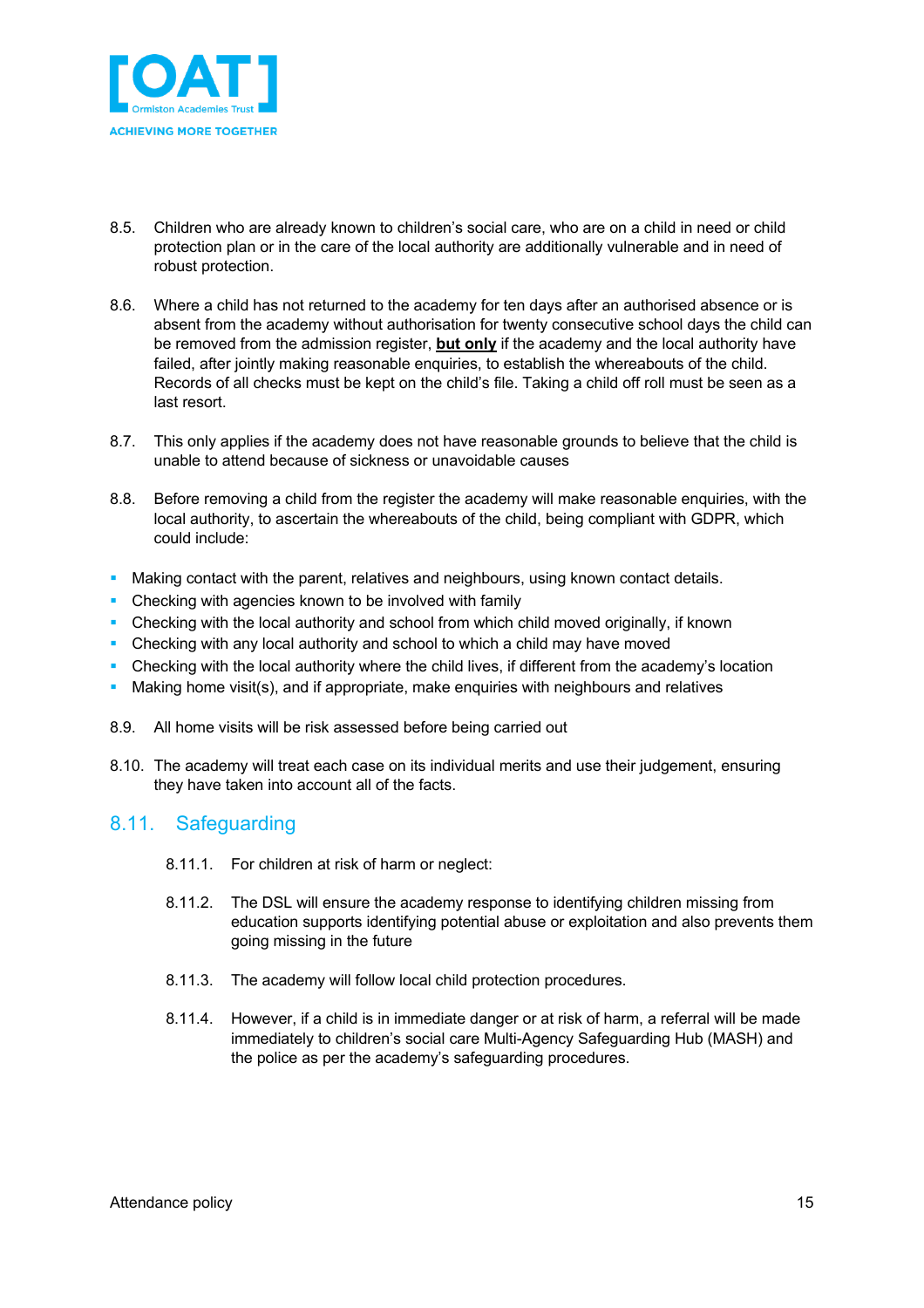8.5. Children who are already known to children's social care, who are on a child in need or child protection plan or in the care of the local authority are additionally vulnerable and in need of robust protection.

8.6. Where a child has not returned to the academy for ten days after an authorised absence or is absent from the academy without authorisation for twenty consecutive school days the child can be removed from the admission register, **but only** if the academy and the local authority have failed, after jointly making reasonable enquiries, to establish the whereabouts of the child. Records of all checks must be kept on the child's file. Taking a child off roll must be seen as a last resort.

8.7. This only applies if the academy does not have reasonable grounds to believe that the child is unable to attend because of sickness or unavoidable causes

8.8. Before removing a child from the register the academy will make reasonable enquiries, with the local authority, to ascertain the whereabouts of the child, being compliant with GDPR, which could include:

- Making contact with the parent, relatives and neighbours, using known contact details.
- Checking with agencies known to be involved with family
- Checking with the local authority and school from which child moved originally, if known
- Checking with any local authority and school to which a child may have moved
- Checking with the local authority where the child lives, if different from the academy's location
- Making home visit(s), and if appropriate, make enquiries with neighbours and relatives

8.9. All home visits will be risk assessed before being carried out

8.10. The academy will treat each case on its individual merits and use their judgement, ensuring they have taken into account all of the facts.

## 8.11. Safeguarding

8.11.1. For children at risk of harm or neglect:

8.11.2. The DSL will ensure the academy response to identifying children missing from education supports identifying potential abuse or exploitation and also prevents them going missing in the future

8.11.3. The academy will follow local child protection procedures.

8.11.4. However, if a child is in immediate danger or at risk of harm, a referral will be made immediately to children's social care Multi-Agency Safeguarding Hub (MASH) and the police as per the academy's safeguarding procedures.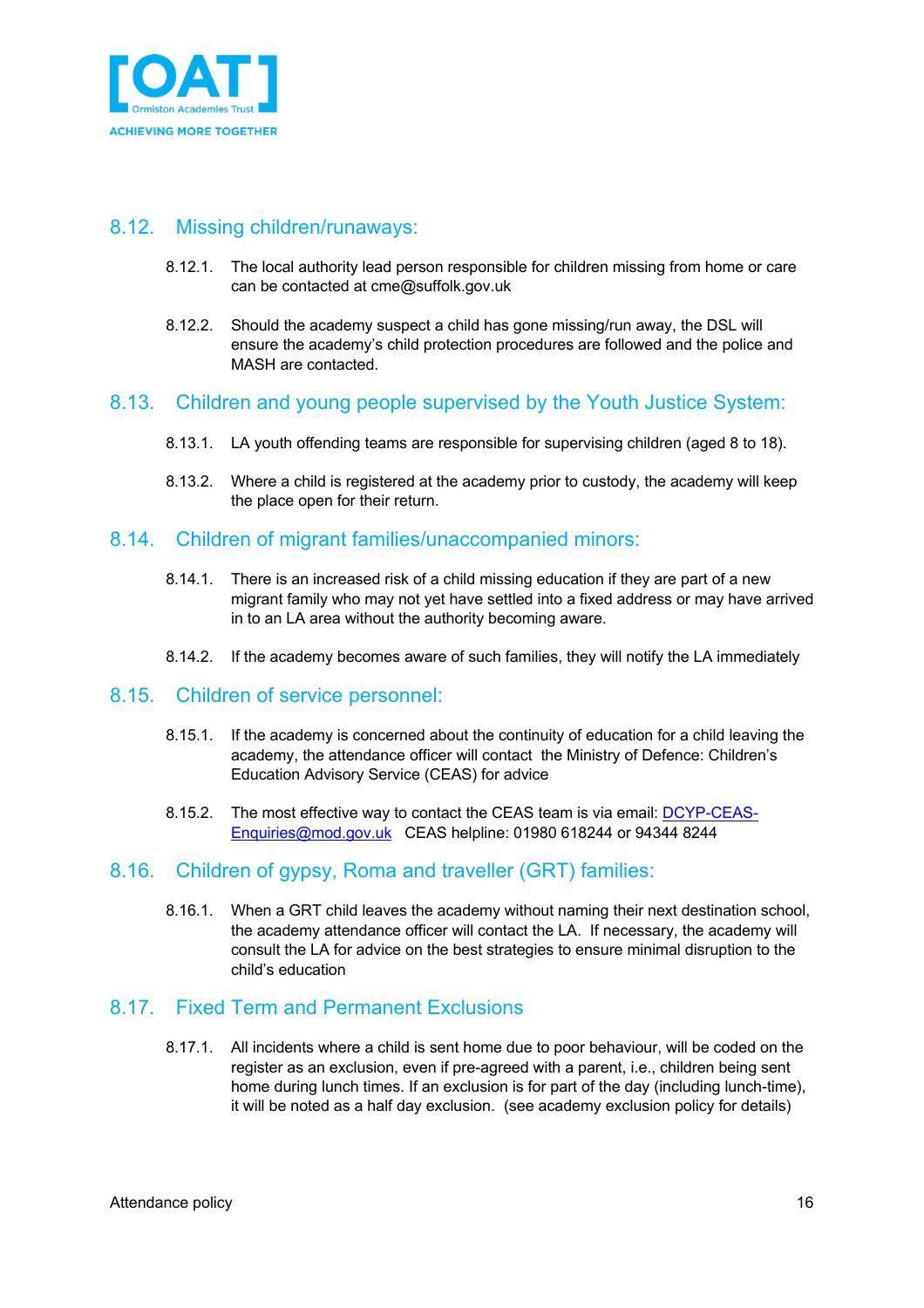## 8.12. Missing children/runaways:

8.12.1. The local authority lead person responsible for children missing from home or care can be contacted at cme@suffolk.gov.uk

8.12.2. Should the academy suspect a child has gone missing/run away, the DSL will ensure the academy's child protection procedures are followed and the police and MASH are contacted.

## 8.13. Children and young people supervised by the Youth Justice System:

8.13.1. LA youth offending teams are responsible for supervising children (aged 8 to 18).

8.13.2. Where a child is registered at the academy prior to custody, the academy will keep the place open for their return.

## 8.14. Children of migrant families/unaccompanied minors:

8.14.1. There is an increased risk of a child missing education if they are part of a new migrant family who may not yet have settled into a fixed address or may have arrived in to an LA area without the authority becoming aware.

8.14.2. If the academy becomes aware of such families, they will notify the LA immediately

## 8.15. Children of service personnel:

8.15.1. If the academy is concerned about the continuity of education for a child leaving the academy, the attendance officer will contact the Ministry of Defence: Children's Education Advisory Service (CEAS) for advice

8.15.2. The most effective way to contact the CEAS team is via email: DCYP-CEAS-Enquiries@mod.gov.uk CEAS helpline: 01980 618244 or 94344 8244

## 8.16. Children of gypsy, Roma and traveller (GRT) families:

8.16.1. When a GRT child leaves the academy without naming their next destination school, the academy attendance officer will contact the LA. If necessary, the academy will consult the LA for advice on the best strategies to ensure minimal disruption to the child's education

## 8.17. Fixed Term and Permanent Exclusions

8.17.1. All incidents where a child is sent home due to poor behaviour, will be coded on the register as an exclusion, even if pre-agreed with a parent, i.e., children being sent home during lunch times. If an exclusion is for part of the day (including lunch-time), it will be noted as a half day exclusion. (see academy exclusion policy for details)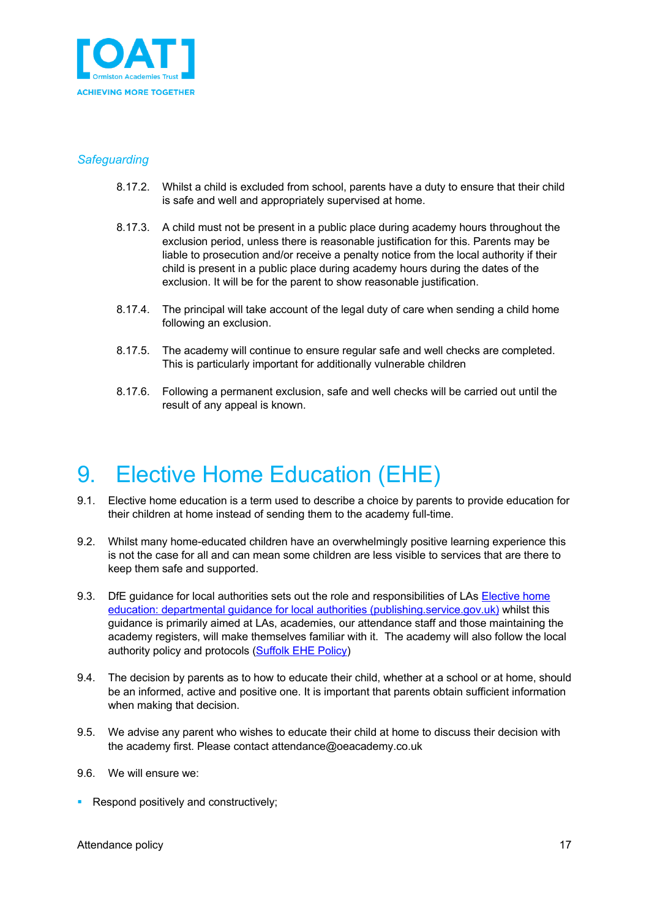*Safeguarding*

8.17.2. Whilst a child is excluded from school, parents have a duty to ensure that their child is safe and well and appropriately supervised at home.

8.17.3. A child must not be present in a public place during academy hours throughout the exclusion period, unless there is reasonable justification for this. Parents may be liable to prosecution and/or receive a penalty notice from the local authority if their child is present in a public place during academy hours during the dates of the exclusion. It will be for the parent to show reasonable justification.

8.17.4. The principal will take account of the legal duty of care when sending a child home following an exclusion.

8.17.5. The academy will continue to ensure regular safe and well checks are completed. This is particularly important for additionally vulnerable children

8.17.6. Following a permanent exclusion, safe and well checks will be carried out until the result of any appeal is known.

# 9. Elective Home Education (EHE)

9.1. Elective home education is a term used to describe a choice by parents to provide education for their children at home instead of sending them to the academy full-time.

9.2. Whilst many home-educated children have an overwhelmingly positive learning experience this is not the case for all and can mean some children are less visible to services that are there to keep them safe and supported.

9.3. DfE guidance for local authorities sets out the role and responsibilities of LAs [Elective home education: departmental guidance for local authorities (publishing.service.gov.uk)] whilst this guidance is primarily aimed at LAs, academies, our attendance staff and those maintaining the academy registers, will make themselves familiar with it. The academy will also follow the local authority policy and protocols ([Suffolk EHE Policy])

9.4. The decision by parents as to how to educate their child, whether at a school or at home, should be an informed, active and positive one. It is important that parents obtain sufficient information when making that decision.

9.5. We advise any parent who wishes to educate their child at home to discuss their decision with the academy first. Please contact attendance@oeacademy.co.uk

9.6. We will ensure we:

- Respond positively and constructively;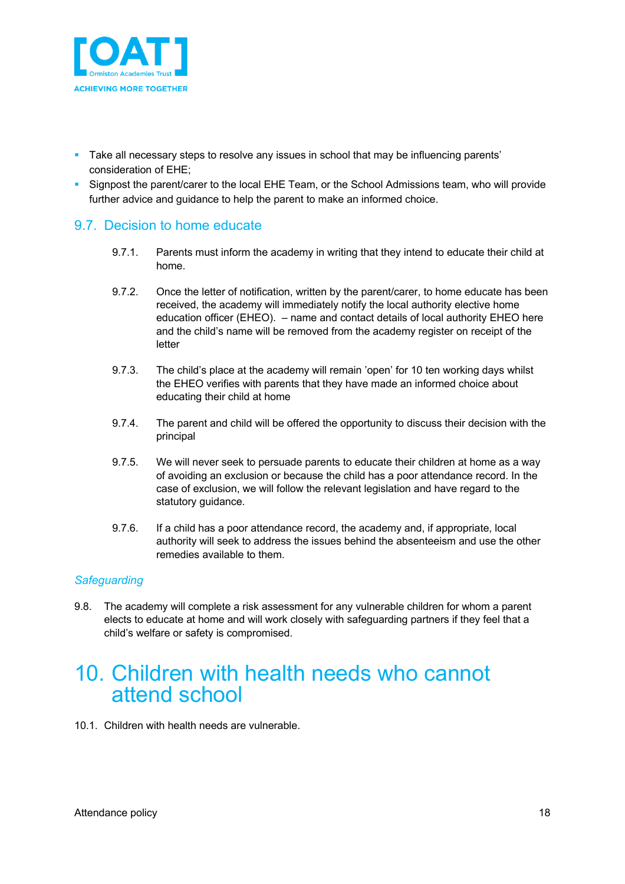- Take all necessary steps to resolve any issues in school that may be influencing parents' consideration of EHE;
- Signpost the parent/carer to the local EHE Team, or the School Admissions team, who will provide further advice and guidance to help the parent to make an informed choice.

## 9.7. Decision to home educate

9.7.1. Parents must inform the academy in writing that they intend to educate their child at home.

9.7.2. Once the letter of notification, written by the parent/carer, to home educate has been received, the academy will immediately notify the local authority elective home education officer (EHEO). – name and contact details of local authority EHEO here and the child's name will be removed from the academy register on receipt of the letter

9.7.3. The child's place at the academy will remain 'open' for 10 ten working days whilst the EHEO verifies with parents that they have made an informed choice about educating their child at home

9.7.4. The parent and child will be offered the opportunity to discuss their decision with the principal

9.7.5. We will never seek to persuade parents to educate their children at home as a way of avoiding an exclusion or because the child has a poor attendance record. In the case of exclusion, we will follow the relevant legislation and have regard to the statutory guidance.

9.7.6. If a child has a poor attendance record, the academy and, if appropriate, local authority will seek to address the issues behind the absenteeism and use the other remedies available to them.

### *Safeguarding*

9.8. The academy will complete a risk assessment for any vulnerable children for whom a parent elects to educate at home and will work closely with safeguarding partners if they feel that a child's welfare or safety is compromised.

# 10. Children with health needs who cannot attend school

10.1. Children with health needs are vulnerable.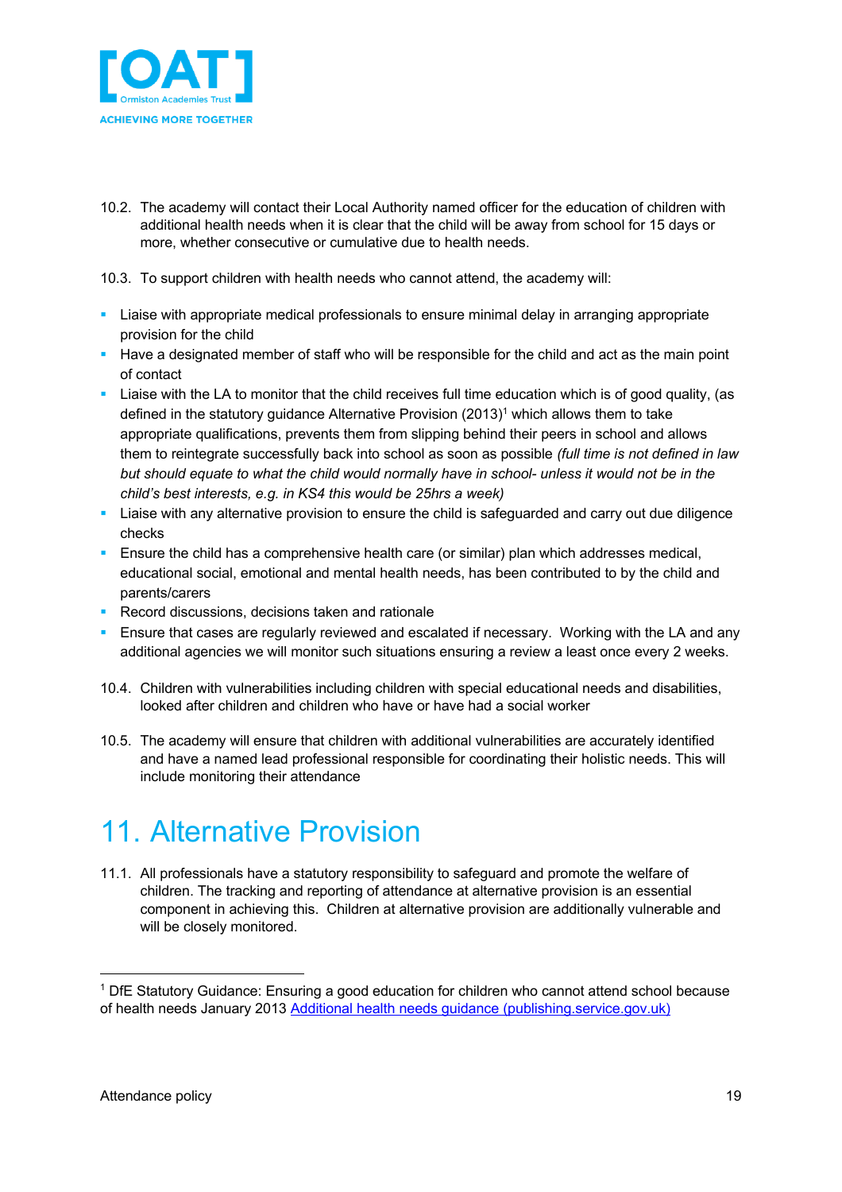10.2. The academy will contact their Local Authority named officer for the education of children with additional health needs when it is clear that the child will be away from school for 15 days or more, whether consecutive or cumulative due to health needs.

10.3. To support children with health needs who cannot attend, the academy will:

- Liaise with appropriate medical professionals to ensure minimal delay in arranging appropriate provision for the child
- Have a designated member of staff who will be responsible for the child and act as the main point of contact
- Liaise with the LA to monitor that the child receives full time education which is of good quality, (as defined in the statutory guidance Alternative Provision (2013)[1] which allows them to take appropriate qualifications, prevents them from slipping behind their peers in school and allows them to reintegrate successfully back into school as soon as possible *(full time is not defined in law but should equate to what the child would normally have in school- unless it would not be in the child's best interests, e.g. in KS4 this would be 25hrs a week)*
- Liaise with any alternative provision to ensure the child is safeguarded and carry out due diligence checks
- Ensure the child has a comprehensive health care (or similar) plan which addresses medical, educational social, emotional and mental health needs, has been contributed to by the child and parents/carers
- Record discussions, decisions taken and rationale
- Ensure that cases are regularly reviewed and escalated if necessary. Working with the LA and any additional agencies we will monitor such situations ensuring a review a least once every 2 weeks.

10.4. Children with vulnerabilities including children with special educational needs and disabilities, looked after children and children who have or have had a social worker

10.5. The academy will ensure that children with additional vulnerabilities are accurately identified and have a named lead professional responsible for coordinating their holistic needs. This will include monitoring their attendance

# 11. Alternative Provision

11.1. All professionals have a statutory responsibility to safeguard and promote the welfare of children. The tracking and reporting of attendance at alternative provision is an essential component in achieving this. Children at alternative provision are additionally vulnerable and will be closely monitored.

---

[1] DfE Statutory Guidance: Ensuring a good education for children who cannot attend school because of health needs January 2013 [Additional health needs guidance (publishing.service.gov.uk)](https://assets.publishing.service.gov.uk)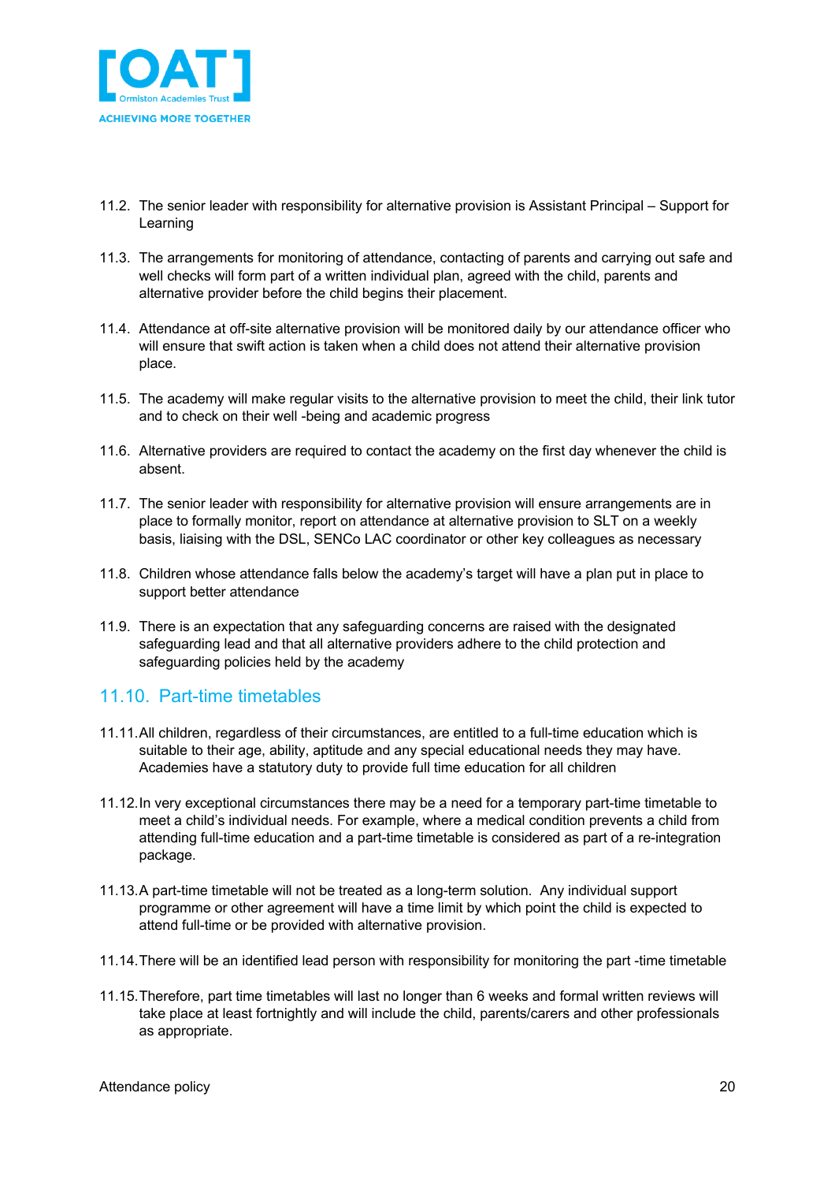11.2. The senior leader with responsibility for alternative provision is Assistant Principal – Support for Learning

11.3. The arrangements for monitoring of attendance, contacting of parents and carrying out safe and well checks will form part of a written individual plan, agreed with the child, parents and alternative provider before the child begins their placement.

11.4. Attendance at off-site alternative provision will be monitored daily by our attendance officer who will ensure that swift action is taken when a child does not attend their alternative provision place.

11.5. The academy will make regular visits to the alternative provision to meet the child, their link tutor and to check on their well -being and academic progress

11.6. Alternative providers are required to contact the academy on the first day whenever the child is absent.

11.7. The senior leader with responsibility for alternative provision will ensure arrangements are in place to formally monitor, report on attendance at alternative provision to SLT on a weekly basis, liaising with the DSL, SENCo LAC coordinator or other key colleagues as necessary

11.8. Children whose attendance falls below the academy's target will have a plan put in place to support better attendance

11.9. There is an expectation that any safeguarding concerns are raised with the designated safeguarding lead and that all alternative providers adhere to the child protection and safeguarding policies held by the academy

## 11.10. Part-time timetables

11.11. All children, regardless of their circumstances, are entitled to a full-time education which is suitable to their age, ability, aptitude and any special educational needs they may have. Academies have a statutory duty to provide full time education for all children

11.12. In very exceptional circumstances there may be a need for a temporary part-time timetable to meet a child's individual needs. For example, where a medical condition prevents a child from attending full-time education and a part-time timetable is considered as part of a re-integration package.

11.13. A part-time timetable will not be treated as a long-term solution. Any individual support programme or other agreement will have a time limit by which point the child is expected to attend full-time or be provided with alternative provision.

11.14. There will be an identified lead person with responsibility for monitoring the part -time timetable

11.15. Therefore, part time timetables will last no longer than 6 weeks and formal written reviews will take place at least fortnightly and will include the child, parents/carers and other professionals as appropriate.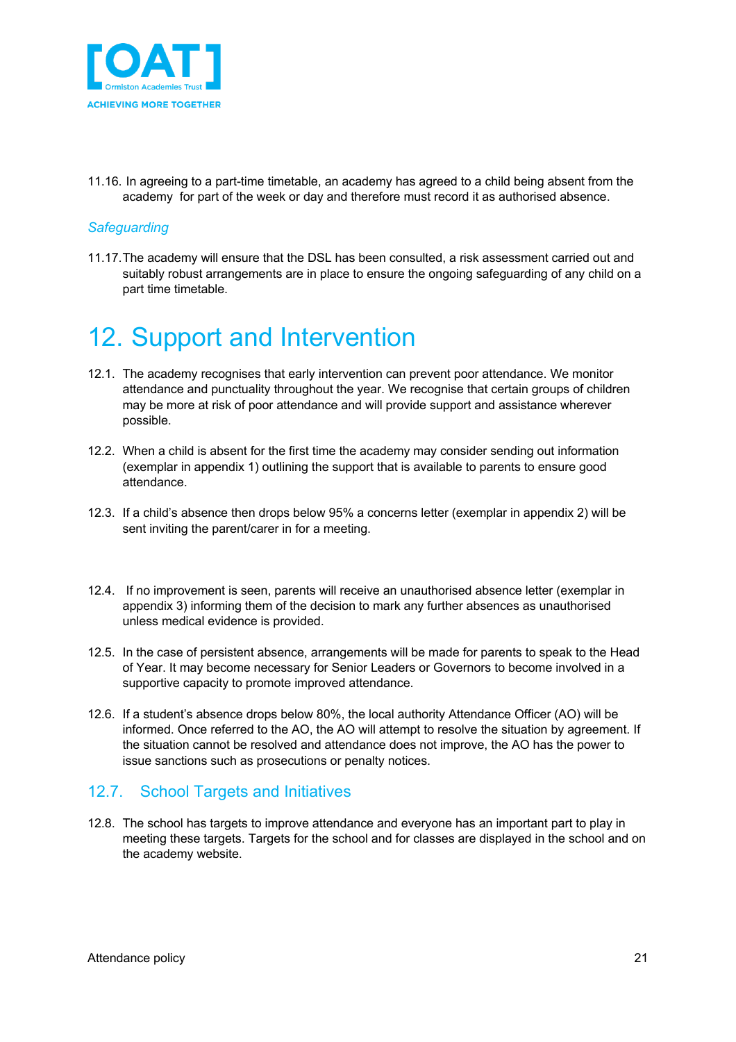11.16. In agreeing to a part-time timetable, an academy has agreed to a child being absent from the academy for part of the week or day and therefore must record it as authorised absence.

*Safeguarding*

11.17. The academy will ensure that the DSL has been consulted, a risk assessment carried out and suitably robust arrangements are in place to ensure the ongoing safeguarding of any child on a part time timetable.

# 12. Support and Intervention

12.1. The academy recognises that early intervention can prevent poor attendance. We monitor attendance and punctuality throughout the year. We recognise that certain groups of children may be more at risk of poor attendance and will provide support and assistance wherever possible.

12.2. When a child is absent for the first time the academy may consider sending out information (exemplar in appendix 1) outlining the support that is available to parents to ensure good attendance.

12.3. If a child's absence then drops below 95% a concerns letter (exemplar in appendix 2) will be sent inviting the parent/carer in for a meeting.

12.4. If no improvement is seen, parents will receive an unauthorised absence letter (exemplar in appendix 3) informing them of the decision to mark any further absences as unauthorised unless medical evidence is provided.

12.5. In the case of persistent absence, arrangements will be made for parents to speak to the Head of Year. It may become necessary for Senior Leaders or Governors to become involved in a supportive capacity to promote improved attendance.

12.6. If a student's absence drops below 80%, the local authority Attendance Officer (AO) will be informed. Once referred to the AO, the AO will attempt to resolve the situation by agreement. If the situation cannot be resolved and attendance does not improve, the AO has the power to issue sanctions such as prosecutions or penalty notices.

## 12.7. School Targets and Initiatives

12.8. The school has targets to improve attendance and everyone has an important part to play in meeting these targets. Targets for the school and for classes are displayed in the school and on the academy website.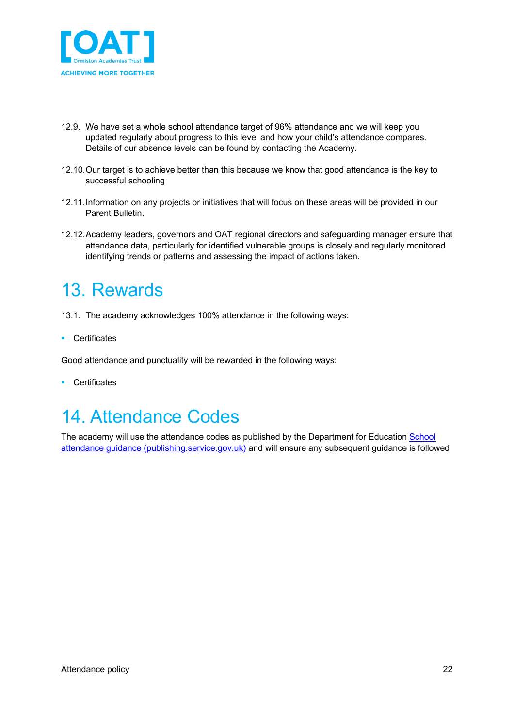12.9. We have set a whole school attendance target of 96% attendance and we will keep you updated regularly about progress to this level and how your child's attendance compares. Details of our absence levels can be found by contacting the Academy.

12.10. Our target is to achieve better than this because we know that good attendance is the key to successful schooling

12.11. Information on any projects or initiatives that will focus on these areas will be provided in our Parent Bulletin.

12.12. Academy leaders, governors and OAT regional directors and safeguarding manager ensure that attendance data, particularly for identified vulnerable groups is closely and regularly monitored identifying trends or patterns and assessing the impact of actions taken.

# 13. Rewards

13.1. The academy acknowledges 100% attendance in the following ways:

- Certificates

Good attendance and punctuality will be rewarded in the following ways:

- Certificates

# 14. Attendance Codes

The academy will use the attendance codes as published by the Department for Education [School attendance guidance (publishing.service.gov.uk)] and will ensure any subsequent guidance is followed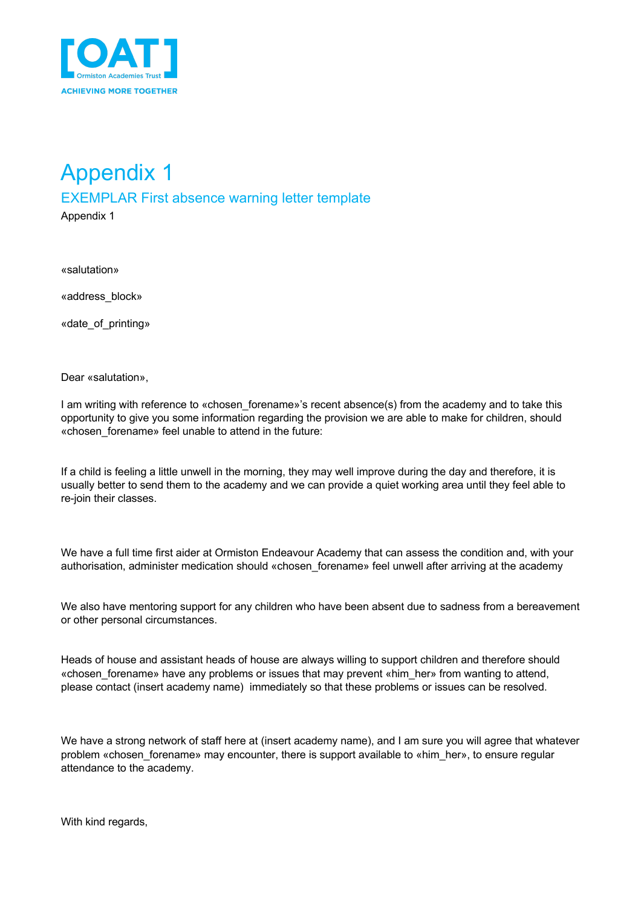# Appendix 1

## EXEMPLAR First absence warning letter template

Appendix 1

«salutation»

«address_block»

«date_of_printing»

Dear «salutation»,

I am writing with reference to «chosen_forename»'s recent absence(s) from the academy and to take this opportunity to give you some information regarding the provision we are able to make for children, should «chosen_forename» feel unable to attend in the future:

If a child is feeling a little unwell in the morning, they may well improve during the day and therefore, it is usually better to send them to the academy and we can provide a quiet working area until they feel able to re-join their classes.

We have a full time first aider at Ormiston Endeavour Academy that can assess the condition and, with your authorisation, administer medication should «chosen_forename» feel unwell after arriving at the academy

We also have mentoring support for any children who have been absent due to sadness from a bereavement or other personal circumstances.

Heads of house and assistant heads of house are always willing to support children and therefore should «chosen_forename» have any problems or issues that may prevent «him_her» from wanting to attend, please contact (insert academy name) immediately so that these problems or issues can be resolved.

We have a strong network of staff here at (insert academy name), and I am sure you will agree that whatever problem «chosen_forename» may encounter, there is support available to «him_her», to ensure regular attendance to the academy.

With kind regards,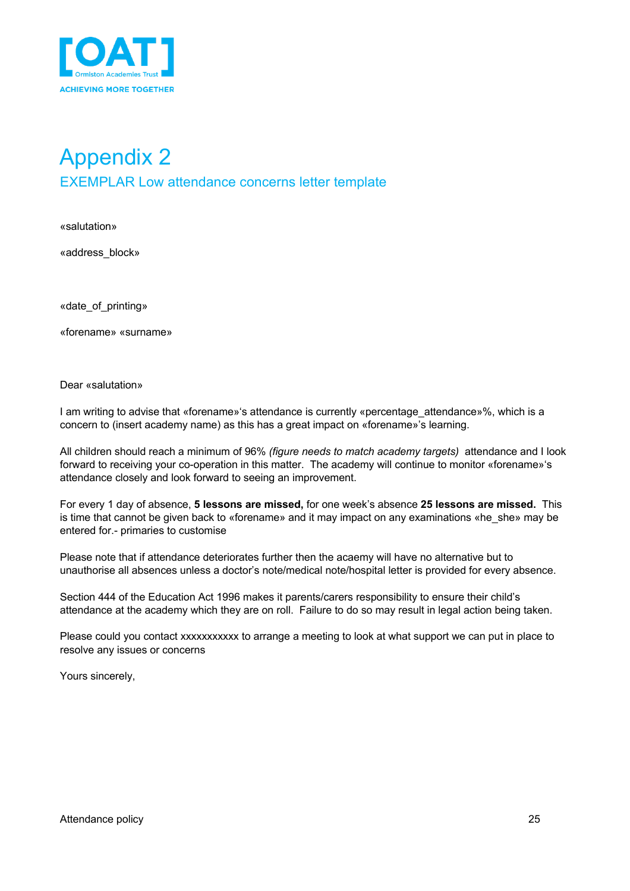# Appendix 2

## EXEMPLAR Low attendance concerns letter template

«salutation»

«address_block»

«date_of_printing»

«forename» «surname»

Dear «salutation»

I am writing to advise that «forename»'s attendance is currently «percentage_attendance»%, which is a concern to (insert academy name) as this has a great impact on «forename»'s learning.

All children should reach a minimum of 96% *(figure needs to match academy targets)* attendance and I look forward to receiving your co-operation in this matter. The academy will continue to monitor «forename»'s attendance closely and look forward to seeing an improvement.

For every 1 day of absence, **5 lessons are missed,** for one week's absence **25 lessons are missed.** This is time that cannot be given back to «forename» and it may impact on any examinations «he_she» may be entered for.- primaries to customise

Please note that if attendance deteriorates further then the acaemy will have no alternative but to unauthorise all absences unless a doctor's note/medical note/hospital letter is provided for every absence.

Section 444 of the Education Act 1996 makes it parents/carers responsibility to ensure their child's attendance at the academy which they are on roll. Failure to do so may result in legal action being taken.

Please could you contact xxxxxxxxxxx to arrange a meeting to look at what support we can put in place to resolve any issues or concerns

Yours sincerely,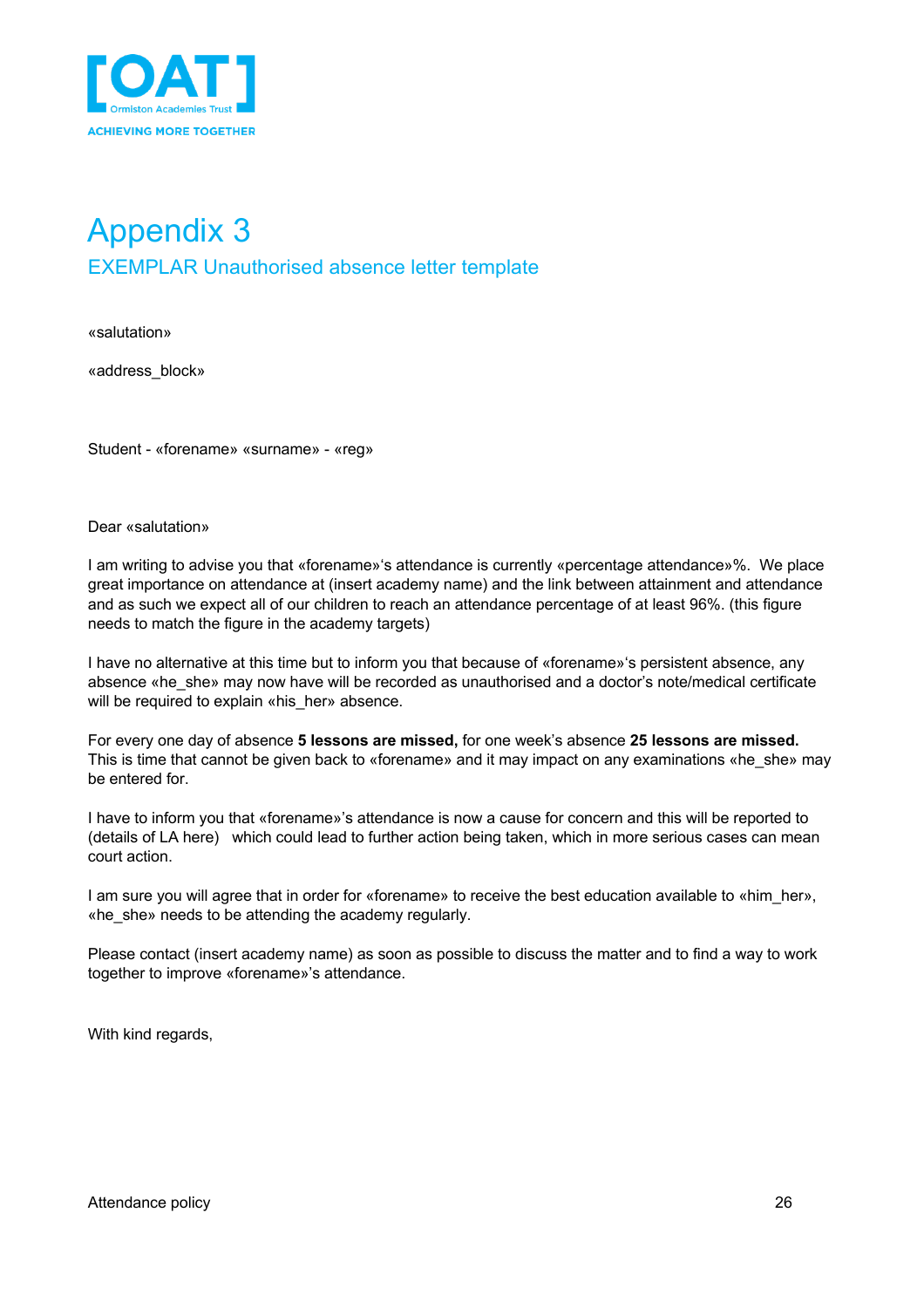# Appendix 3

## EXEMPLAR Unauthorised absence letter template

«salutation»

«address_block»

Student - «forename» «surname» - «reg»

Dear «salutation»

I am writing to advise you that «forename»'s attendance is currently «percentage attendance»%. We place great importance on attendance at (insert academy name) and the link between attainment and attendance and as such we expect all of our children to reach an attendance percentage of at least 96%. (this figure needs to match the figure in the academy targets)

I have no alternative at this time but to inform you that because of «forename»'s persistent absence, any absence «he_she» may now have will be recorded as unauthorised and a doctor's note/medical certificate will be required to explain «his_her» absence.

For every one day of absence **5 lessons are missed,** for one week's absence **25 lessons are missed.** This is time that cannot be given back to «forename» and it may impact on any examinations «he_she» may be entered for.

I have to inform you that «forename»'s attendance is now a cause for concern and this will be reported to (details of LA here) which could lead to further action being taken, which in more serious cases can mean court action.

I am sure you will agree that in order for «forename» to receive the best education available to «him_her», «he_she» needs to be attending the academy regularly.

Please contact (insert academy name) as soon as possible to discuss the matter and to find a way to work together to improve «forename»'s attendance.

With kind regards,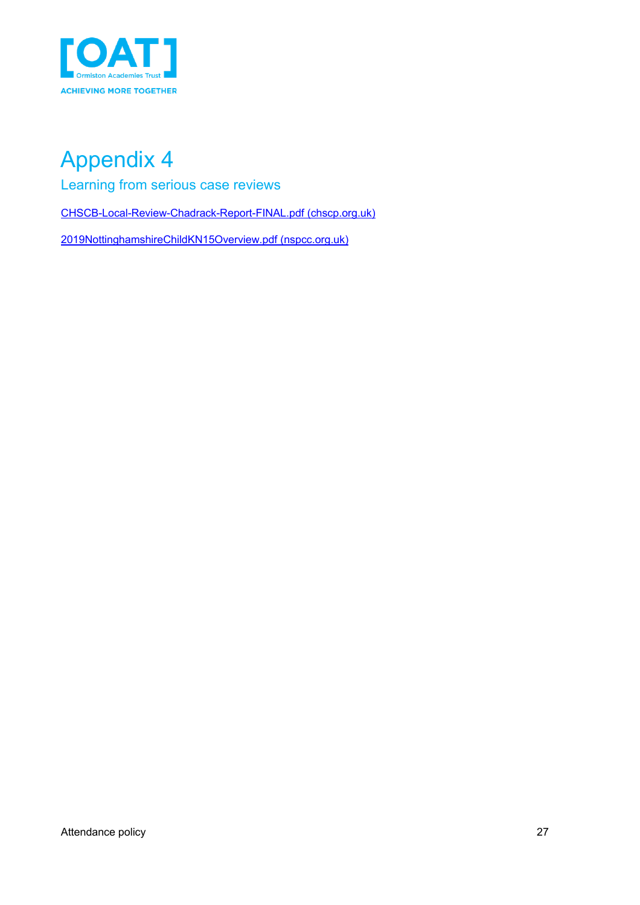# Appendix 4

## Learning from serious case reviews

CHSCB-Local-Review-Chadrack-Report-FINAL.pdf (chscp.org.uk)

2019NottinghamshireChildKN15Overview.pdf (nspcc.org.uk)